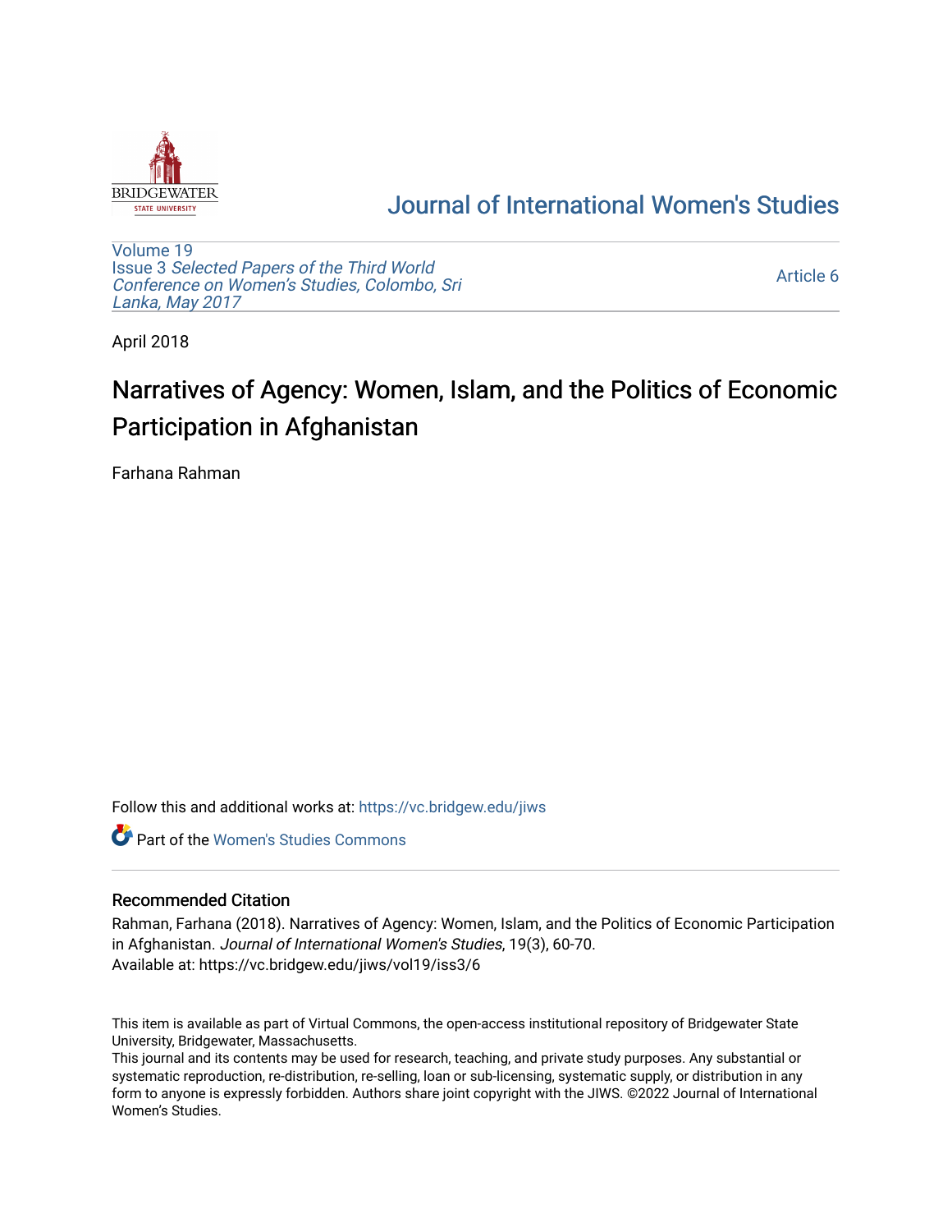Journal of International Women's Studies

Volume 19
Issue 3 *Selected Papers of the Third World Conference on Women's Studies, Colombo, Sri Lanka, May 2017*

Article 6

April 2018

# Narratives of Agency: Women, Islam, and the Politics of Economic Participation in Afghanistan

Farhana Rahman

Follow this and additional works at: https://vc.bridgew.edu/jiws

Part of the Women's Studies Commons

## Recommended Citation

Rahman, Farhana (2018). Narratives of Agency: Women, Islam, and the Politics of Economic Participation in Afghanistan. *Journal of International Women's Studies*, 19(3), 60-70.
Available at: https://vc.bridgew.edu/jiws/vol19/iss3/6

This item is available as part of Virtual Commons, the open-access institutional repository of Bridgewater State University, Bridgewater, Massachusetts.
This journal and its contents may be used for research, teaching, and private study purposes. Any substantial or systematic reproduction, re-distribution, re-selling, loan or sub-licensing, systematic supply, or distribution in any form to anyone is expressly forbidden. Authors share joint copyright with the JIWS. ©2022 Journal of International Women's Studies.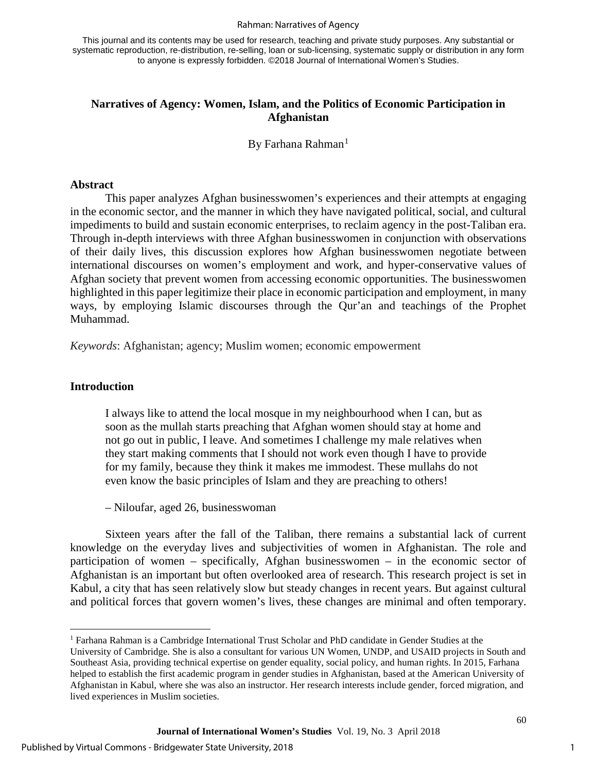This journal and its contents may be used for research, teaching and private study purposes. Any substantial or systematic reproduction, re-distribution, re-selling, loan or sub-licensing, systematic supply or distribution in any form to anyone is expressly forbidden. ©2018 Journal of International Women's Studies.

# Narratives of Agency: Women, Islam, and the Politics of Economic Participation in Afghanistan

By Farhana Rahman[1]

## Abstract

This paper analyzes Afghan businesswomen's experiences and their attempts at engaging in the economic sector, and the manner in which they have navigated political, social, and cultural impediments to build and sustain economic enterprises, to reclaim agency in the post-Taliban era. Through in-depth interviews with three Afghan businesswomen in conjunction with observations of their daily lives, this discussion explores how Afghan businesswomen negotiate between international discourses on women's employment and work, and hyper-conservative values of Afghan society that prevent women from accessing economic opportunities. The businesswomen highlighted in this paper legitimize their place in economic participation and employment, in many ways, by employing Islamic discourses through the Qur'an and teachings of the Prophet Muhammad.

*Keywords*: Afghanistan; agency; Muslim women; economic empowerment

## Introduction

> I always like to attend the local mosque in my neighbourhood when I can, but as soon as the mullah starts preaching that Afghan women should stay at home and not go out in public, I leave. And sometimes I challenge my male relatives when they start making comments that I should not work even though I have to provide for my family, because they think it makes me immodest. These mullahs do not even know the basic principles of Islam and they are preaching to others!
>
> – Niloufar, aged 26, businesswoman

Sixteen years after the fall of the Taliban, there remains a substantial lack of current knowledge on the everyday lives and subjectivities of women in Afghanistan. The role and participation of women – specifically, Afghan businesswomen – in the economic sector of Afghanistan is an important but often overlooked area of research. This research project is set in Kabul, a city that has seen relatively slow but steady changes in recent years. But against cultural and political forces that govern women's lives, these changes are minimal and often temporary.

---

[1] Farhana Rahman is a Cambridge International Trust Scholar and PhD candidate in Gender Studies at the University of Cambridge. She is also a consultant for various UN Women, UNDP, and USAID projects in South and Southeast Asia, providing technical expertise on gender equality, social policy, and human rights. In 2015, Farhana helped to establish the first academic program in gender studies in Afghanistan, based at the American University of Afghanistan in Kabul, where she was also an instructor. Her research interests include gender, forced migration, and lived experiences in Muslim societies.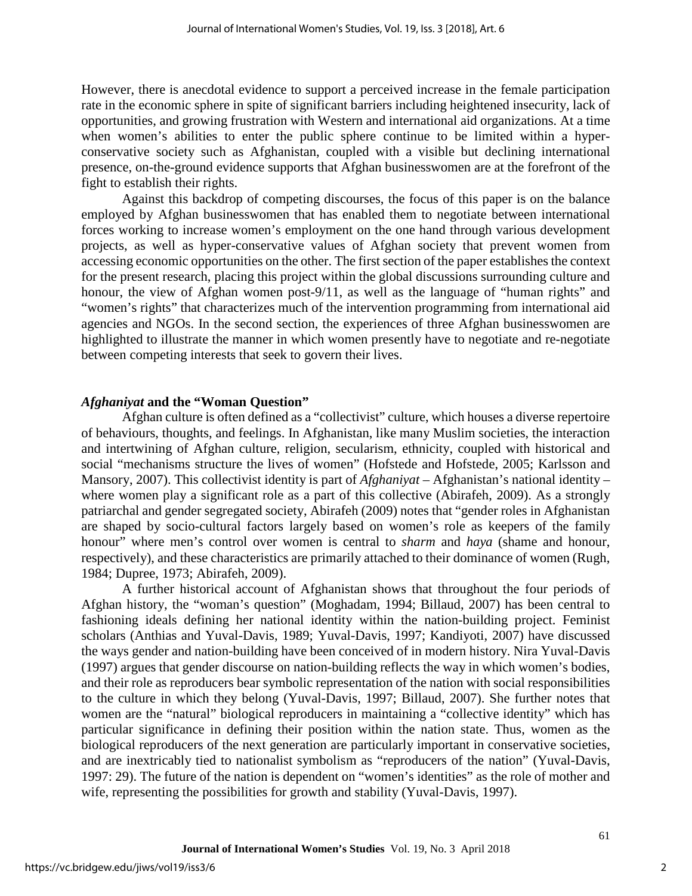However, there is anecdotal evidence to support a perceived increase in the female participation rate in the economic sphere in spite of significant barriers including heightened insecurity, lack of opportunities, and growing frustration with Western and international aid organizations. At a time when women's abilities to enter the public sphere continue to be limited within a hyper-conservative society such as Afghanistan, coupled with a visible but declining international presence, on-the-ground evidence supports that Afghan businesswomen are at the forefront of the fight to establish their rights.

Against this backdrop of competing discourses, the focus of this paper is on the balance employed by Afghan businesswomen that has enabled them to negotiate between international forces working to increase women's employment on the one hand through various development projects, as well as hyper-conservative values of Afghan society that prevent women from accessing economic opportunities on the other. The first section of the paper establishes the context for the present research, placing this project within the global discussions surrounding culture and honour, the view of Afghan women post-9/11, as well as the language of "human rights" and "women's rights" that characterizes much of the intervention programming from international aid agencies and NGOs. In the second section, the experiences of three Afghan businesswomen are highlighted to illustrate the manner in which women presently have to negotiate and re-negotiate between competing interests that seek to govern their lives.

## *Afghaniyat* and the "Woman Question"

Afghan culture is often defined as a "collectivist" culture, which houses a diverse repertoire of behaviours, thoughts, and feelings. In Afghanistan, like many Muslim societies, the interaction and intertwining of Afghan culture, religion, secularism, ethnicity, coupled with historical and social "mechanisms structure the lives of women" (Hofstede and Hofstede, 2005; Karlsson and Mansory, 2007). This collectivist identity is part of *Afghaniyat* – Afghanistan's national identity – where women play a significant role as a part of this collective (Abirafeh, 2009). As a strongly patriarchal and gender segregated society, Abirafeh (2009) notes that "gender roles in Afghanistan are shaped by socio-cultural factors largely based on women's role as keepers of the family honour" where men's control over women is central to *sharm* and *haya* (shame and honour, respectively), and these characteristics are primarily attached to their dominance of women (Rugh, 1984; Dupree, 1973; Abirafeh, 2009).

A further historical account of Afghanistan shows that throughout the four periods of Afghan history, the "woman's question" (Moghadam, 1994; Billaud, 2007) has been central to fashioning ideals defining her national identity within the nation-building project. Feminist scholars (Anthias and Yuval-Davis, 1989; Yuval-Davis, 1997; Kandiyoti, 2007) have discussed the ways gender and nation-building have been conceived of in modern history. Nira Yuval-Davis (1997) argues that gender discourse on nation-building reflects the way in which women's bodies, and their role as reproducers bear symbolic representation of the nation with social responsibilities to the culture in which they belong (Yuval-Davis, 1997; Billaud, 2007). She further notes that women are the "natural" biological reproducers in maintaining a "collective identity" which has particular significance in defining their position within the nation state. Thus, women as the biological reproducers of the next generation are particularly important in conservative societies, and are inextricably tied to nationalist symbolism as "reproducers of the nation" (Yuval-Davis, 1997: 29). The future of the nation is dependent on "women's identities" as the role of mother and wife, representing the possibilities for growth and stability (Yuval-Davis, 1997).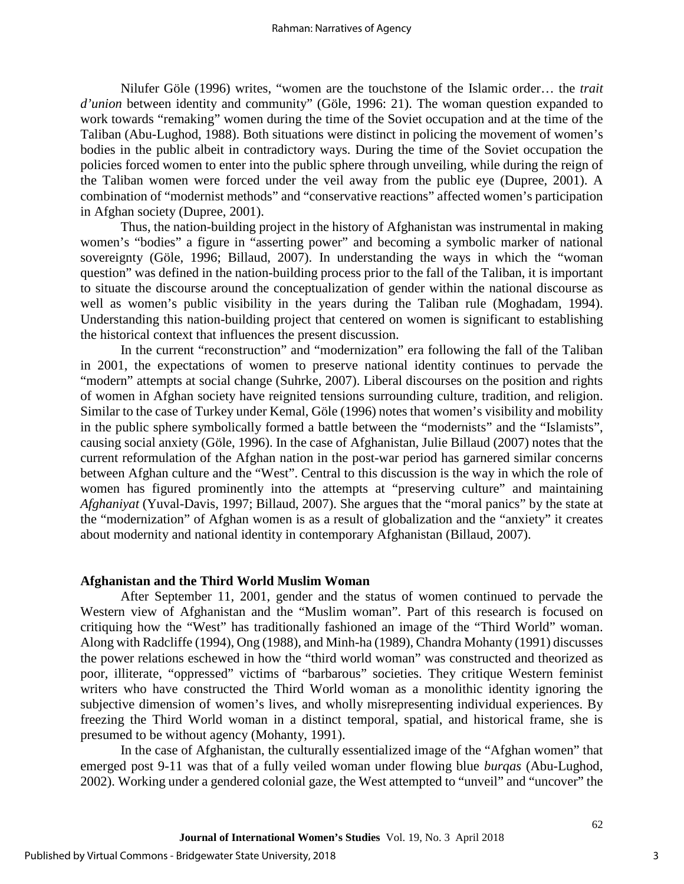Nilufer Göle (1996) writes, "women are the touchstone of the Islamic order… the *trait d'union* between identity and community" (Göle, 1996: 21). The woman question expanded to work towards "remaking" women during the time of the Soviet occupation and at the time of the Taliban (Abu-Lughod, 1988). Both situations were distinct in policing the movement of women's bodies in the public albeit in contradictory ways. During the time of the Soviet occupation the policies forced women to enter into the public sphere through unveiling, while during the reign of the Taliban women were forced under the veil away from the public eye (Dupree, 2001). A combination of "modernist methods" and "conservative reactions" affected women's participation in Afghan society (Dupree, 2001).

Thus, the nation-building project in the history of Afghanistan was instrumental in making women's "bodies" a figure in "asserting power" and becoming a symbolic marker of national sovereignty (Göle, 1996; Billaud, 2007). In understanding the ways in which the "woman question" was defined in the nation-building process prior to the fall of the Taliban, it is important to situate the discourse around the conceptualization of gender within the national discourse as well as women's public visibility in the years during the Taliban rule (Moghadam, 1994). Understanding this nation-building project that centered on women is significant to establishing the historical context that influences the present discussion.

In the current "reconstruction" and "modernization" era following the fall of the Taliban in 2001, the expectations of women to preserve national identity continues to pervade the "modern" attempts at social change (Suhrke, 2007). Liberal discourses on the position and rights of women in Afghan society have reignited tensions surrounding culture, tradition, and religion. Similar to the case of Turkey under Kemal, Göle (1996) notes that women's visibility and mobility in the public sphere symbolically formed a battle between the "modernists" and the "Islamists", causing social anxiety (Göle, 1996). In the case of Afghanistan, Julie Billaud (2007) notes that the current reformulation of the Afghan nation in the post-war period has garnered similar concerns between Afghan culture and the "West". Central to this discussion is the way in which the role of women has figured prominently into the attempts at "preserving culture" and maintaining *Afghaniyat* (Yuval-Davis, 1997; Billaud, 2007). She argues that the "moral panics" by the state at the "modernization" of Afghan women is as a result of globalization and the "anxiety" it creates about modernity and national identity in contemporary Afghanistan (Billaud, 2007).

## Afghanistan and the Third World Muslim Woman

After September 11, 2001, gender and the status of women continued to pervade the Western view of Afghanistan and the "Muslim woman". Part of this research is focused on critiquing how the "West" has traditionally fashioned an image of the "Third World" woman. Along with Radcliffe (1994), Ong (1988), and Minh-ha (1989), Chandra Mohanty (1991) discusses the power relations eschewed in how the "third world woman" was constructed and theorized as poor, illiterate, "oppressed" victims of "barbarous" societies. They critique Western feminist writers who have constructed the Third World woman as a monolithic identity ignoring the subjective dimension of women's lives, and wholly misrepresenting individual experiences. By freezing the Third World woman in a distinct temporal, spatial, and historical frame, she is presumed to be without agency (Mohanty, 1991).

In the case of Afghanistan, the culturally essentialized image of the "Afghan women" that emerged post 9-11 was that of a fully veiled woman under flowing blue *burqas* (Abu-Lughod, 2002). Working under a gendered colonial gaze, the West attempted to "unveil" and "uncover" the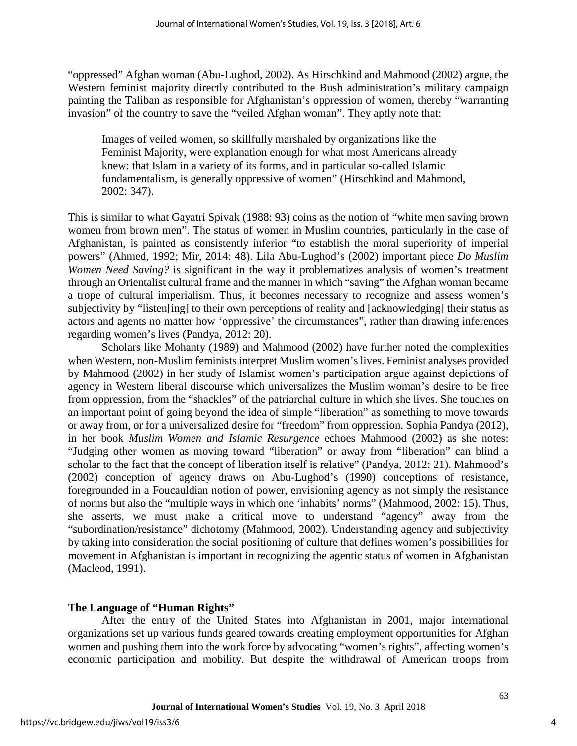"oppressed" Afghan woman (Abu-Lughod, 2002). As Hirschkind and Mahmood (2002) argue, the Western feminist majority directly contributed to the Bush administration's military campaign painting the Taliban as responsible for Afghanistan's oppression of women, thereby "warranting invasion" of the country to save the "veiled Afghan woman". They aptly note that:

> Images of veiled women, so skillfully marshaled by organizations like the Feminist Majority, were explanation enough for what most Americans already knew: that Islam in a variety of its forms, and in particular so-called Islamic fundamentalism, is generally oppressive of women" (Hirschkind and Mahmood, 2002: 347).

This is similar to what Gayatri Spivak (1988: 93) coins as the notion of "white men saving brown women from brown men". The status of women in Muslim countries, particularly in the case of Afghanistan, is painted as consistently inferior "to establish the moral superiority of imperial powers" (Ahmed, 1992; Mir, 2014: 48). Lila Abu-Lughod's (2002) important piece *Do Muslim Women Need Saving?* is significant in the way it problematizes analysis of women's treatment through an Orientalist cultural frame and the manner in which "saving" the Afghan woman became a trope of cultural imperialism. Thus, it becomes necessary to recognize and assess women's subjectivity by "listen[ing] to their own perceptions of reality and [acknowledging] their status as actors and agents no matter how 'oppressive' the circumstances", rather than drawing inferences regarding women's lives (Pandya, 2012: 20).

Scholars like Mohanty (1989) and Mahmood (2002) have further noted the complexities when Western, non-Muslim feminists interpret Muslim women's lives. Feminist analyses provided by Mahmood (2002) in her study of Islamist women's participation argue against depictions of agency in Western liberal discourse which universalizes the Muslim woman's desire to be free from oppression, from the "shackles" of the patriarchal culture in which she lives. She touches on an important point of going beyond the idea of simple "liberation" as something to move towards or away from, or for a universalized desire for "freedom" from oppression. Sophia Pandya (2012), in her book *Muslim Women and Islamic Resurgence* echoes Mahmood (2002) as she notes: "Judging other women as moving toward "liberation" or away from "liberation" can blind a scholar to the fact that the concept of liberation itself is relative" (Pandya, 2012: 21). Mahmood's (2002) conception of agency draws on Abu-Lughod's (1990) conceptions of resistance, foregrounded in a Foucauldian notion of power, envisioning agency as not simply the resistance of norms but also the "multiple ways in which one 'inhabits' norms" (Mahmood, 2002: 15). Thus, she asserts, we must make a critical move to understand "agency" away from the "subordination/resistance" dichotomy (Mahmood, 2002). Understanding agency and subjectivity by taking into consideration the social positioning of culture that defines women's possibilities for movement in Afghanistan is important in recognizing the agentic status of women in Afghanistan (Macleod, 1991).

## The Language of "Human Rights"

After the entry of the United States into Afghanistan in 2001, major international organizations set up various funds geared towards creating employment opportunities for Afghan women and pushing them into the work force by advocating "women's rights", affecting women's economic participation and mobility. But despite the withdrawal of American troops from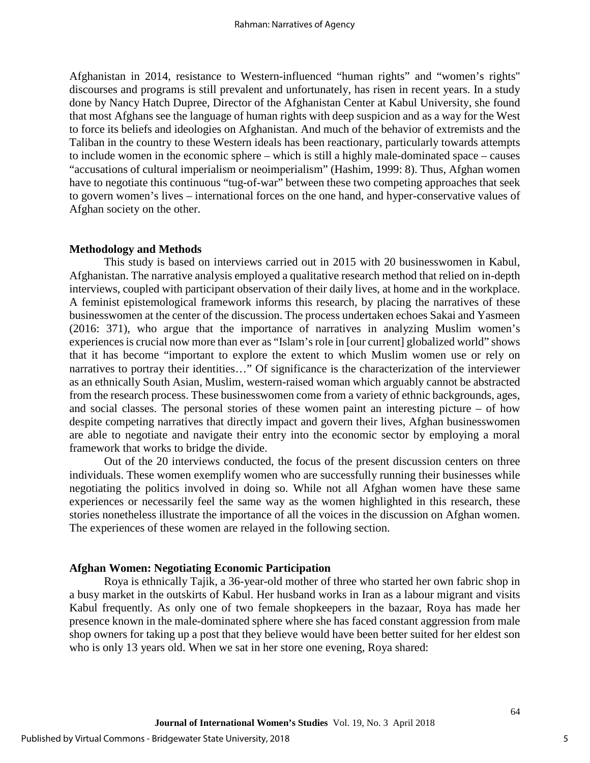Afghanistan in 2014, resistance to Western-influenced "human rights" and "women's rights" discourses and programs is still prevalent and unfortunately, has risen in recent years. In a study done by Nancy Hatch Dupree, Director of the Afghanistan Center at Kabul University, she found that most Afghans see the language of human rights with deep suspicion and as a way for the West to force its beliefs and ideologies on Afghanistan. And much of the behavior of extremists and the Taliban in the country to these Western ideals has been reactionary, particularly towards attempts to include women in the economic sphere – which is still a highly male-dominated space – causes "accusations of cultural imperialism or neoimperialism" (Hashim, 1999: 8). Thus, Afghan women have to negotiate this continuous "tug-of-war" between these two competing approaches that seek to govern women's lives – international forces on the one hand, and hyper-conservative values of Afghan society on the other.

## Methodology and Methods

This study is based on interviews carried out in 2015 with 20 businesswomen in Kabul, Afghanistan. The narrative analysis employed a qualitative research method that relied on in-depth interviews, coupled with participant observation of their daily lives, at home and in the workplace. A feminist epistemological framework informs this research, by placing the narratives of these businesswomen at the center of the discussion. The process undertaken echoes Sakai and Yasmeen (2016: 371), who argue that the importance of narratives in analyzing Muslim women's experiences is crucial now more than ever as "Islam's role in [our current] globalized world" shows that it has become "important to explore the extent to which Muslim women use or rely on narratives to portray their identities…" Of significance is the characterization of the interviewer as an ethnically South Asian, Muslim, western-raised woman which arguably cannot be abstracted from the research process. These businesswomen come from a variety of ethnic backgrounds, ages, and social classes. The personal stories of these women paint an interesting picture – of how despite competing narratives that directly impact and govern their lives, Afghan businesswomen are able to negotiate and navigate their entry into the economic sector by employing a moral framework that works to bridge the divide.

Out of the 20 interviews conducted, the focus of the present discussion centers on three individuals. These women exemplify women who are successfully running their businesses while negotiating the politics involved in doing so. While not all Afghan women have these same experiences or necessarily feel the same way as the women highlighted in this research, these stories nonetheless illustrate the importance of all the voices in the discussion on Afghan women. The experiences of these women are relayed in the following section.

## Afghan Women: Negotiating Economic Participation

Roya is ethnically Tajik, a 36-year-old mother of three who started her own fabric shop in a busy market in the outskirts of Kabul. Her husband works in Iran as a labour migrant and visits Kabul frequently. As only one of two female shopkeepers in the bazaar, Roya has made her presence known in the male-dominated sphere where she has faced constant aggression from male shop owners for taking up a post that they believe would have been better suited for her eldest son who is only 13 years old. When we sat in her store one evening, Roya shared: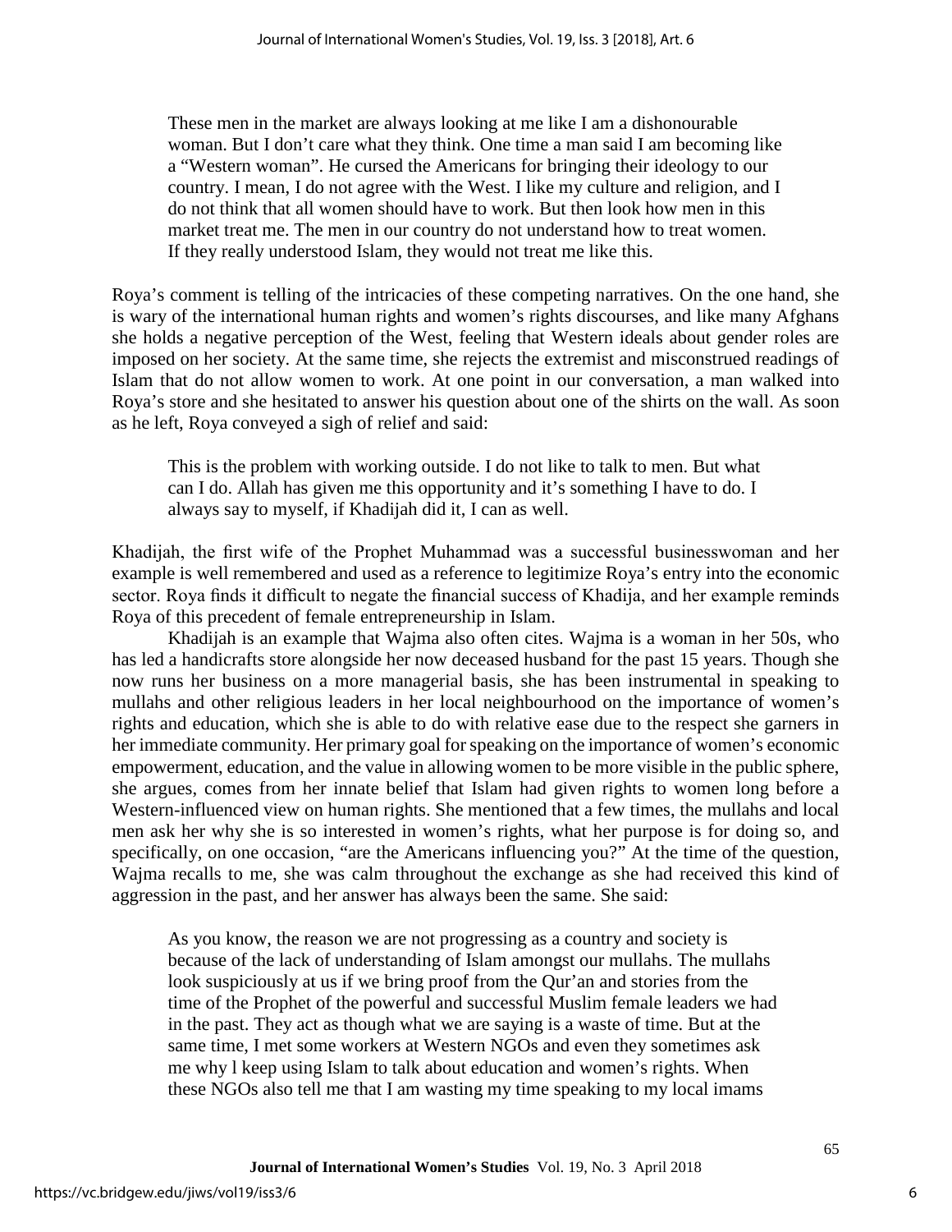> These men in the market are always looking at me like I am a dishonourable woman. But I don't care what they think. One time a man said I am becoming like a "Western woman". He cursed the Americans for bringing their ideology to our country. I mean, I do not agree with the West. I like my culture and religion, and I do not think that all women should have to work. But then look how men in this market treat me. The men in our country do not understand how to treat women. If they really understood Islam, they would not treat me like this.

Roya's comment is telling of the intricacies of these competing narratives. On the one hand, she is wary of the international human rights and women's rights discourses, and like many Afghans she holds a negative perception of the West, feeling that Western ideals about gender roles are imposed on her society. At the same time, she rejects the extremist and misconstrued readings of Islam that do not allow women to work. At one point in our conversation, a man walked into Roya's store and she hesitated to answer his question about one of the shirts on the wall. As soon as he left, Roya conveyed a sigh of relief and said:

> This is the problem with working outside. I do not like to talk to men. But what can I do. Allah has given me this opportunity and it's something I have to do. I always say to myself, if Khadijah did it, I can as well.

Khadijah, the first wife of the Prophet Muhammad was a successful businesswoman and her example is well remembered and used as a reference to legitimize Roya's entry into the economic sector. Roya finds it difficult to negate the financial success of Khadija, and her example reminds Roya of this precedent of female entrepreneurship in Islam.

Khadijah is an example that Wajma also often cites. Wajma is a woman in her 50s, who has led a handicrafts store alongside her now deceased husband for the past 15 years. Though she now runs her business on a more managerial basis, she has been instrumental in speaking to mullahs and other religious leaders in her local neighbourhood on the importance of women's rights and education, which she is able to do with relative ease due to the respect she garners in her immediate community. Her primary goal for speaking on the importance of women's economic empowerment, education, and the value in allowing women to be more visible in the public sphere, she argues, comes from her innate belief that Islam had given rights to women long before a Western-influenced view on human rights. She mentioned that a few times, the mullahs and local men ask her why she is so interested in women's rights, what her purpose is for doing so, and specifically, on one occasion, "are the Americans influencing you?" At the time of the question, Wajma recalls to me, she was calm throughout the exchange as she had received this kind of aggression in the past, and her answer has always been the same. She said:

> As you know, the reason we are not progressing as a country and society is because of the lack of understanding of Islam amongst our mullahs. The mullahs look suspiciously at us if we bring proof from the Qur'an and stories from the time of the Prophet of the powerful and successful Muslim female leaders we had in the past. They act as though what we are saying is a waste of time. But at the same time, I met some workers at Western NGOs and even they sometimes ask me why l keep using Islam to talk about education and women's rights. When these NGOs also tell me that I am wasting my time speaking to my local imams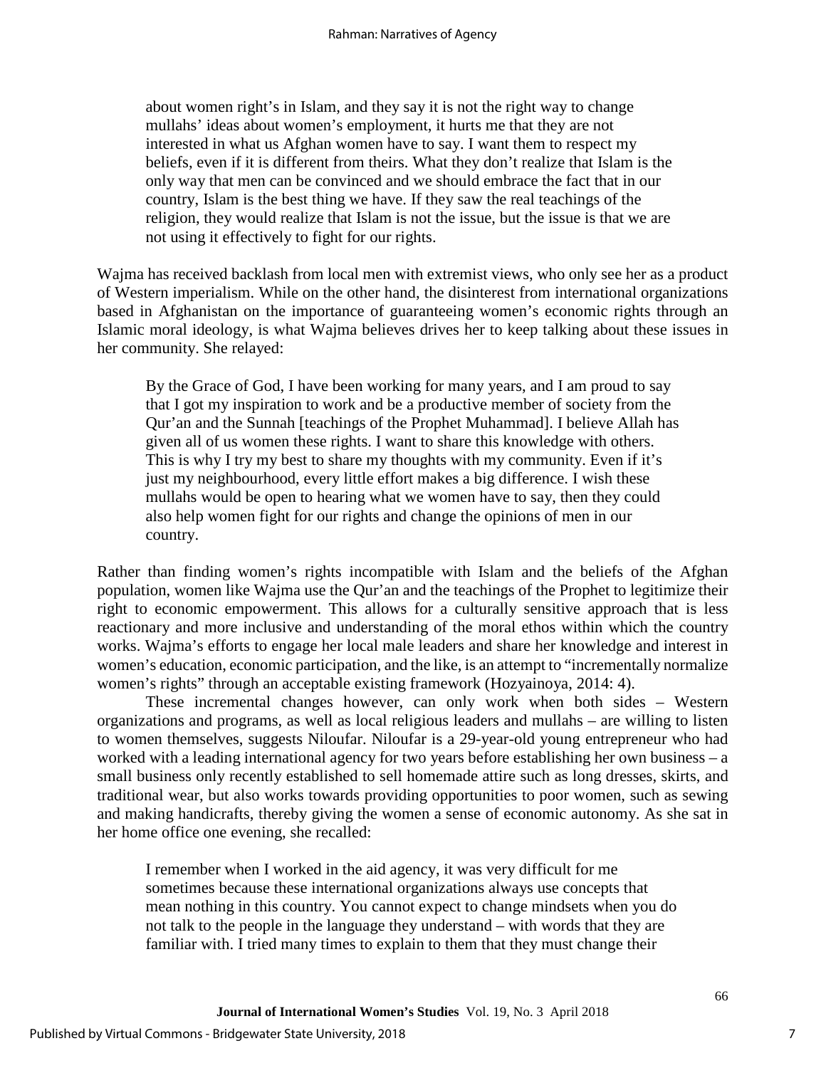> about women right's in Islam, and they say it is not the right way to change mullahs' ideas about women's employment, it hurts me that they are not interested in what us Afghan women have to say. I want them to respect my beliefs, even if it is different from theirs. What they don't realize that Islam is the only way that men can be convinced and we should embrace the fact that in our country, Islam is the best thing we have. If they saw the real teachings of the religion, they would realize that Islam is not the issue, but the issue is that we are not using it effectively to fight for our rights.

Wajma has received backlash from local men with extremist views, who only see her as a product of Western imperialism. While on the other hand, the disinterest from international organizations based in Afghanistan on the importance of guaranteeing women's economic rights through an Islamic moral ideology, is what Wajma believes drives her to keep talking about these issues in her community. She relayed:

> By the Grace of God, I have been working for many years, and I am proud to say that I got my inspiration to work and be a productive member of society from the Qur'an and the Sunnah [teachings of the Prophet Muhammad]. I believe Allah has given all of us women these rights. I want to share this knowledge with others. This is why I try my best to share my thoughts with my community. Even if it's just my neighbourhood, every little effort makes a big difference. I wish these mullahs would be open to hearing what we women have to say, then they could also help women fight for our rights and change the opinions of men in our country.

Rather than finding women's rights incompatible with Islam and the beliefs of the Afghan population, women like Wajma use the Qur'an and the teachings of the Prophet to legitimize their right to economic empowerment. This allows for a culturally sensitive approach that is less reactionary and more inclusive and understanding of the moral ethos within which the country works. Wajma's efforts to engage her local male leaders and share her knowledge and interest in women's education, economic participation, and the like, is an attempt to "incrementally normalize women's rights" through an acceptable existing framework (Hozyainoya, 2014: 4).

These incremental changes however, can only work when both sides – Western organizations and programs, as well as local religious leaders and mullahs – are willing to listen to women themselves, suggests Niloufar. Niloufar is a 29-year-old young entrepreneur who had worked with a leading international agency for two years before establishing her own business – a small business only recently established to sell homemade attire such as long dresses, skirts, and traditional wear, but also works towards providing opportunities to poor women, such as sewing and making handicrafts, thereby giving the women a sense of economic autonomy. As she sat in her home office one evening, she recalled:

> I remember when I worked in the aid agency, it was very difficult for me sometimes because these international organizations always use concepts that mean nothing in this country. You cannot expect to change mindsets when you do not talk to the people in the language they understand – with words that they are familiar with. I tried many times to explain to them that they must change their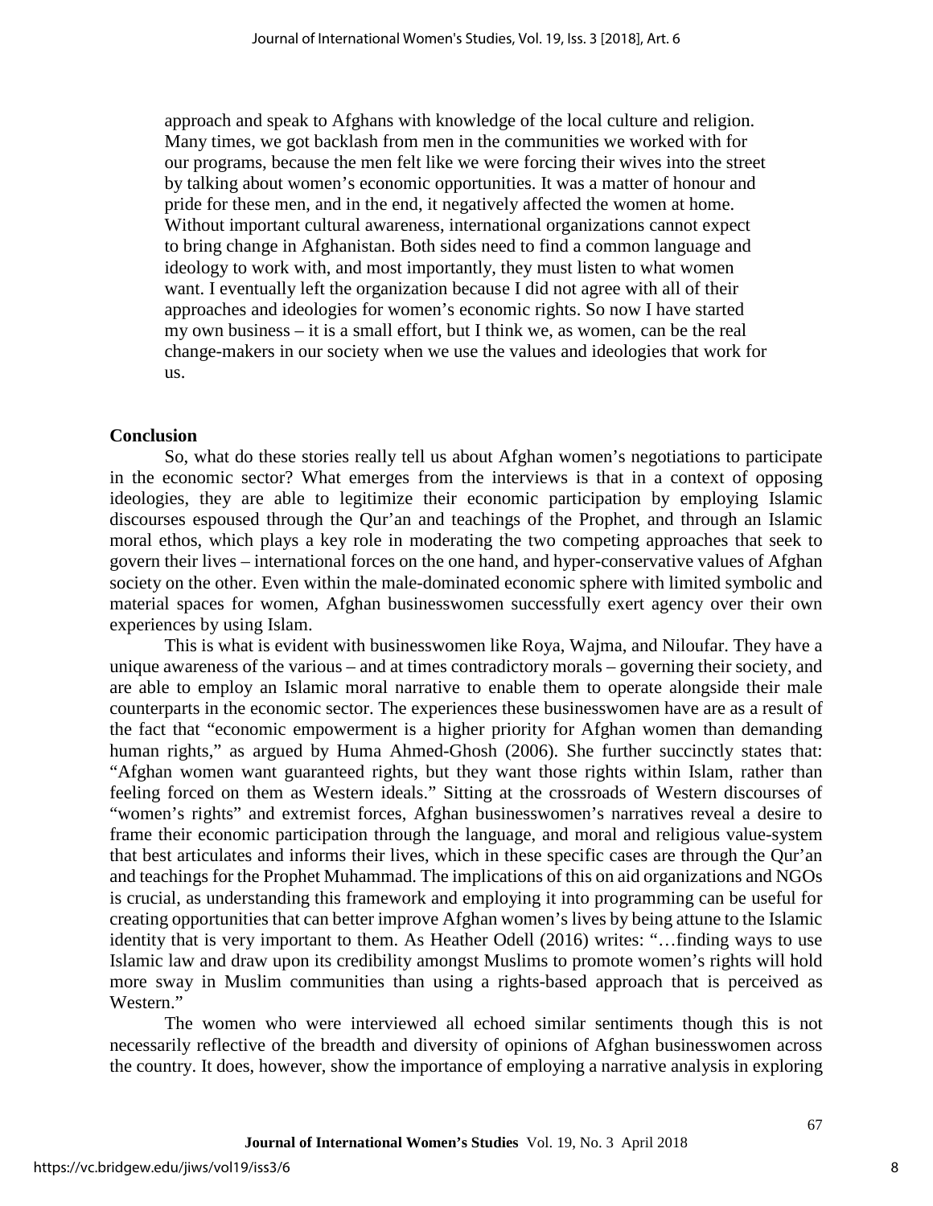> approach and speak to Afghans with knowledge of the local culture and religion. Many times, we got backlash from men in the communities we worked with for our programs, because the men felt like we were forcing their wives into the street by talking about women's economic opportunities. It was a matter of honour and pride for these men, and in the end, it negatively affected the women at home. Without important cultural awareness, international organizations cannot expect to bring change in Afghanistan. Both sides need to find a common language and ideology to work with, and most importantly, they must listen to what women want. I eventually left the organization because I did not agree with all of their approaches and ideologies for women's economic rights. So now I have started my own business – it is a small effort, but I think we, as women, can be the real change-makers in our society when we use the values and ideologies that work for us.

## Conclusion

So, what do these stories really tell us about Afghan women's negotiations to participate in the economic sector? What emerges from the interviews is that in a context of opposing ideologies, they are able to legitimize their economic participation by employing Islamic discourses espoused through the Qur'an and teachings of the Prophet, and through an Islamic moral ethos, which plays a key role in moderating the two competing approaches that seek to govern their lives – international forces on the one hand, and hyper-conservative values of Afghan society on the other. Even within the male-dominated economic sphere with limited symbolic and material spaces for women, Afghan businesswomen successfully exert agency over their own experiences by using Islam.

This is what is evident with businesswomen like Roya, Wajma, and Niloufar. They have a unique awareness of the various – and at times contradictory morals – governing their society, and are able to employ an Islamic moral narrative to enable them to operate alongside their male counterparts in the economic sector. The experiences these businesswomen have are as a result of the fact that "economic empowerment is a higher priority for Afghan women than demanding human rights," as argued by Huma Ahmed-Ghosh (2006). She further succinctly states that: "Afghan women want guaranteed rights, but they want those rights within Islam, rather than feeling forced on them as Western ideals." Sitting at the crossroads of Western discourses of "women's rights" and extremist forces, Afghan businesswomen's narratives reveal a desire to frame their economic participation through the language, and moral and religious value-system that best articulates and informs their lives, which in these specific cases are through the Qur'an and teachings for the Prophet Muhammad. The implications of this on aid organizations and NGOs is crucial, as understanding this framework and employing it into programming can be useful for creating opportunities that can better improve Afghan women's lives by being attune to the Islamic identity that is very important to them. As Heather Odell (2016) writes: "…finding ways to use Islamic law and draw upon its credibility amongst Muslims to promote women's rights will hold more sway in Muslim communities than using a rights-based approach that is perceived as Western."

The women who were interviewed all echoed similar sentiments though this is not necessarily reflective of the breadth and diversity of opinions of Afghan businesswomen across the country. It does, however, show the importance of employing a narrative analysis in exploring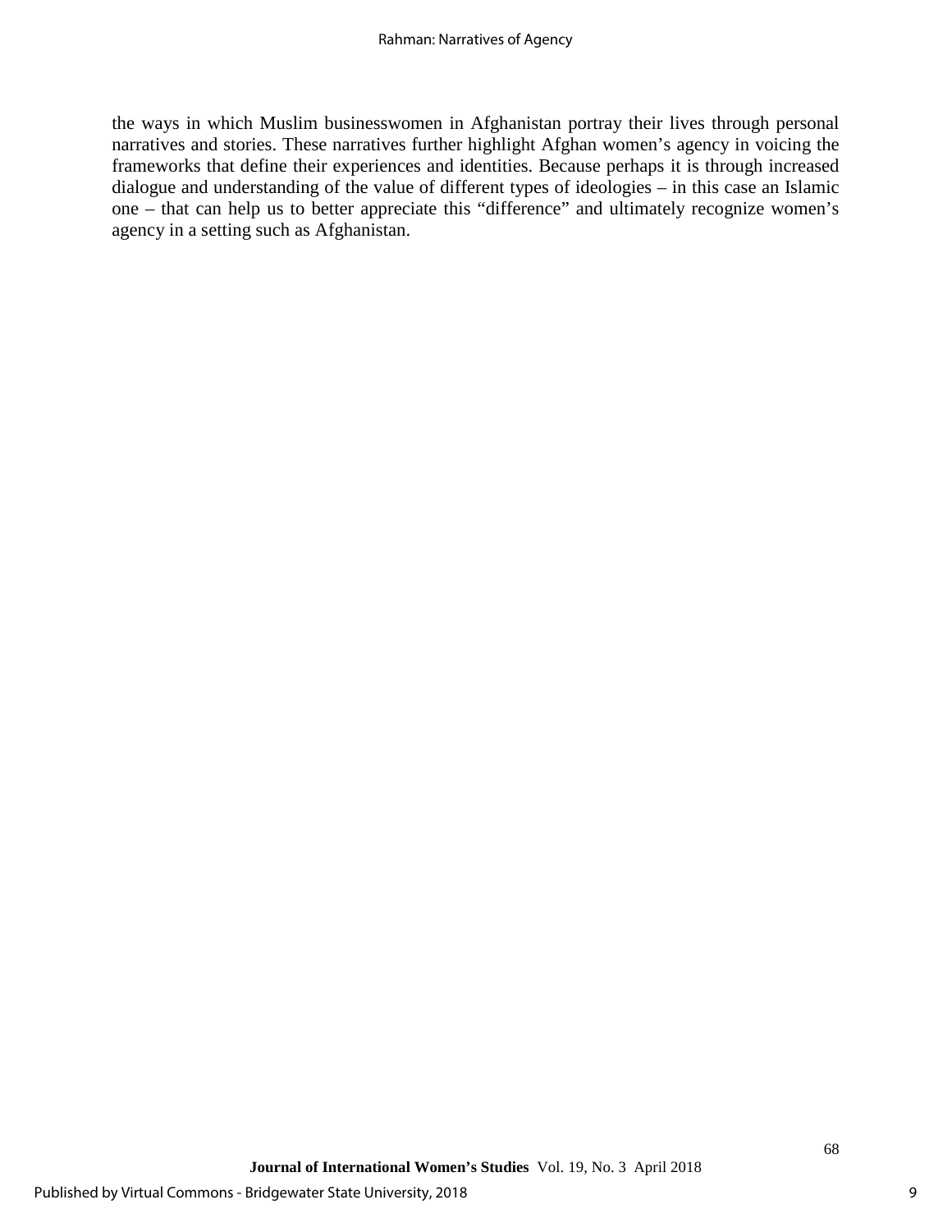the ways in which Muslim businesswomen in Afghanistan portray their lives through personal narratives and stories. These narratives further highlight Afghan women's agency in voicing the frameworks that define their experiences and identities. Because perhaps it is through increased dialogue and understanding of the value of different types of ideologies – in this case an Islamic one – that can help us to better appreciate this "difference" and ultimately recognize women's agency in a setting such as Afghanistan.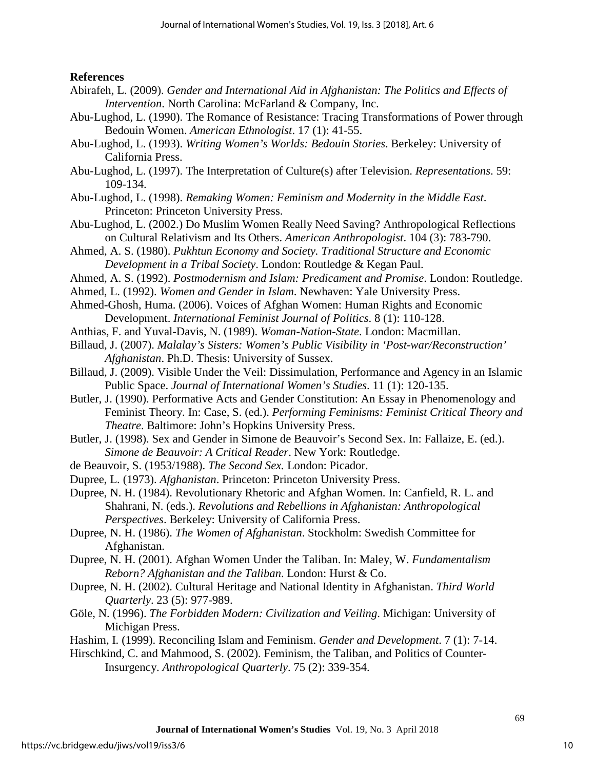**References**

Abirafeh, L. (2009). *Gender and International Aid in Afghanistan: The Politics and Effects of Intervention*. North Carolina: McFarland & Company, Inc.

Abu-Lughod, L. (1990). The Romance of Resistance: Tracing Transformations of Power through Bedouin Women. *American Ethnologist*. 17 (1): 41-55.

Abu-Lughod, L. (1993). *Writing Women's Worlds: Bedouin Stories*. Berkeley: University of California Press.

Abu-Lughod, L. (1997). The Interpretation of Culture(s) after Television. *Representations*. 59: 109-134.

Abu-Lughod, L. (1998). *Remaking Women: Feminism and Modernity in the Middle East*. Princeton: Princeton University Press.

Abu-Lughod, L. (2002.) Do Muslim Women Really Need Saving? Anthropological Reflections on Cultural Relativism and Its Others. *American Anthropologist*. 104 (3): 783-790.

Ahmed, A. S. (1980). *Pukhtun Economy and Society. Traditional Structure and Economic Development in a Tribal Society*. London: Routledge & Kegan Paul.

Ahmed, A. S. (1992). *Postmodernism and Islam: Predicament and Promise*. London: Routledge.

Ahmed, L. (1992). *Women and Gender in Islam*. Newhaven: Yale University Press.

Ahmed-Ghosh, Huma. (2006). Voices of Afghan Women: Human Rights and Economic Development. *International Feminist Journal of Politics*. 8 (1): 110-128.

Anthias, F. and Yuval-Davis, N. (1989). *Woman-Nation-State*. London: Macmillan.

Billaud, J. (2007). *Malalay's Sisters: Women's Public Visibility in 'Post-war/Reconstruction' Afghanistan*. Ph.D. Thesis: University of Sussex.

Billaud, J. (2009). Visible Under the Veil: Dissimulation, Performance and Agency in an Islamic Public Space. *Journal of International Women's Studies*. 11 (1): 120-135.

Butler, J. (1990). Performative Acts and Gender Constitution: An Essay in Phenomenology and Feminist Theory. In: Case, S. (ed.). *Performing Feminisms: Feminist Critical Theory and Theatre*. Baltimore: John's Hopkins University Press.

Butler, J. (1998). Sex and Gender in Simone de Beauvoir's Second Sex. In: Fallaize, E. (ed.). *Simone de Beauvoir: A Critical Reader*. New York: Routledge.

de Beauvoir, S. (1953/1988). *The Second Sex.* London: Picador.

Dupree, L. (1973). *Afghanistan*. Princeton: Princeton University Press.

Dupree, N. H. (1984). Revolutionary Rhetoric and Afghan Women. In: Canfield, R. L. and Shahrani, N. (eds.). *Revolutions and Rebellions in Afghanistan: Anthropological Perspectives*. Berkeley: University of California Press.

Dupree, N. H. (1986). *The Women of Afghanistan*. Stockholm: Swedish Committee for Afghanistan.

Dupree, N. H. (2001). Afghan Women Under the Taliban. In: Maley, W. *Fundamentalism Reborn? Afghanistan and the Taliban*. London: Hurst & Co.

Dupree, N. H. (2002). Cultural Heritage and National Identity in Afghanistan. *Third World Quarterly*. 23 (5): 977-989.

Göle, N. (1996). *The Forbidden Modern: Civilization and Veiling*. Michigan: University of Michigan Press.

Hashim, I. (1999). Reconciling Islam and Feminism. *Gender and Development*. 7 (1): 7-14.

Hirschkind, C. and Mahmood, S. (2002). Feminism, the Taliban, and Politics of Counter-Insurgency. *Anthropological Quarterly*. 75 (2): 339-354.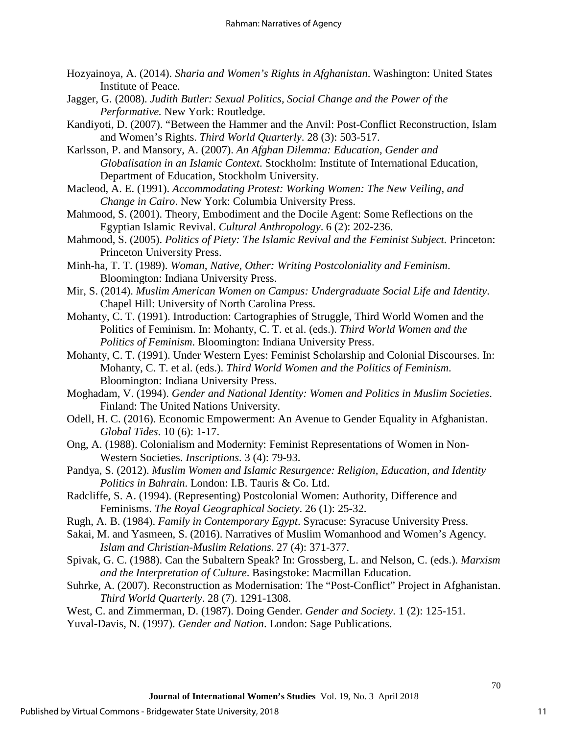Hozyainoya, A. (2014). *Sharia and Women's Rights in Afghanistan*. Washington: United States Institute of Peace.

Jagger, G. (2008). *Judith Butler: Sexual Politics, Social Change and the Power of the Performative.* New York: Routledge.

Kandiyoti, D. (2007). "Between the Hammer and the Anvil: Post-Conflict Reconstruction, Islam and Women's Rights. *Third World Quarterly*. 28 (3): 503-517.

Karlsson, P. and Mansory, A. (2007). *An Afghan Dilemma: Education, Gender and Globalisation in an Islamic Context*. Stockholm: Institute of International Education, Department of Education, Stockholm University.

Macleod, A. E. (1991). *Accommodating Protest: Working Women: The New Veiling, and Change in Cairo*. New York: Columbia University Press.

Mahmood, S. (2001). Theory, Embodiment and the Docile Agent: Some Reflections on the Egyptian Islamic Revival. *Cultural Anthropology*. 6 (2): 202-236.

Mahmood, S. (2005). *Politics of Piety: The Islamic Revival and the Feminist Subject.* Princeton: Princeton University Press.

Minh-ha, T. T. (1989). *Woman, Native, Other: Writing Postcoloniality and Feminism*. Bloomington: Indiana University Press.

Mir, S. (2014). *Muslim American Women on Campus: Undergraduate Social Life and Identity*. Chapel Hill: University of North Carolina Press.

Mohanty, C. T. (1991). Introduction: Cartographies of Struggle, Third World Women and the Politics of Feminism. In: Mohanty, C. T. et al. (eds.). *Third World Women and the Politics of Feminism*. Bloomington: Indiana University Press.

Mohanty, C. T. (1991). Under Western Eyes: Feminist Scholarship and Colonial Discourses. In: Mohanty, C. T. et al. (eds.). *Third World Women and the Politics of Feminism*. Bloomington: Indiana University Press.

Moghadam, V. (1994). *Gender and National Identity: Women and Politics in Muslim Societies*. Finland: The United Nations University.

Odell, H. C. (2016). Economic Empowerment: An Avenue to Gender Equality in Afghanistan. *Global Tides*. 10 (6): 1-17.

Ong, A. (1988). Colonialism and Modernity: Feminist Representations of Women in Non-Western Societies. *Inscriptions*. 3 (4): 79-93.

Pandya, S. (2012). *Muslim Women and Islamic Resurgence: Religion, Education, and Identity Politics in Bahrain*. London: I.B. Tauris & Co. Ltd.

Radcliffe, S. A. (1994). (Representing) Postcolonial Women: Authority, Difference and Feminisms. *The Royal Geographical Society*. 26 (1): 25-32.

Rugh, A. B. (1984). *Family in Contemporary Egypt*. Syracuse: Syracuse University Press.

Sakai, M. and Yasmeen, S. (2016). Narratives of Muslim Womanhood and Women's Agency. *Islam and Christian-Muslim Relations*. 27 (4): 371-377.

Spivak, G. C. (1988). Can the Subaltern Speak? In: Grossberg, L. and Nelson, C. (eds.). *Marxism and the Interpretation of Culture*. Basingstoke: Macmillan Education.

Suhrke, A. (2007). Reconstruction as Modernisation: The "Post-Conflict" Project in Afghanistan. *Third World Quarterly*. 28 (7). 1291-1308.

West, C. and Zimmerman, D. (1987). Doing Gender. *Gender and Society*. 1 (2): 125-151.

Yuval-Davis, N. (1997). *Gender and Nation*. London: Sage Publications.